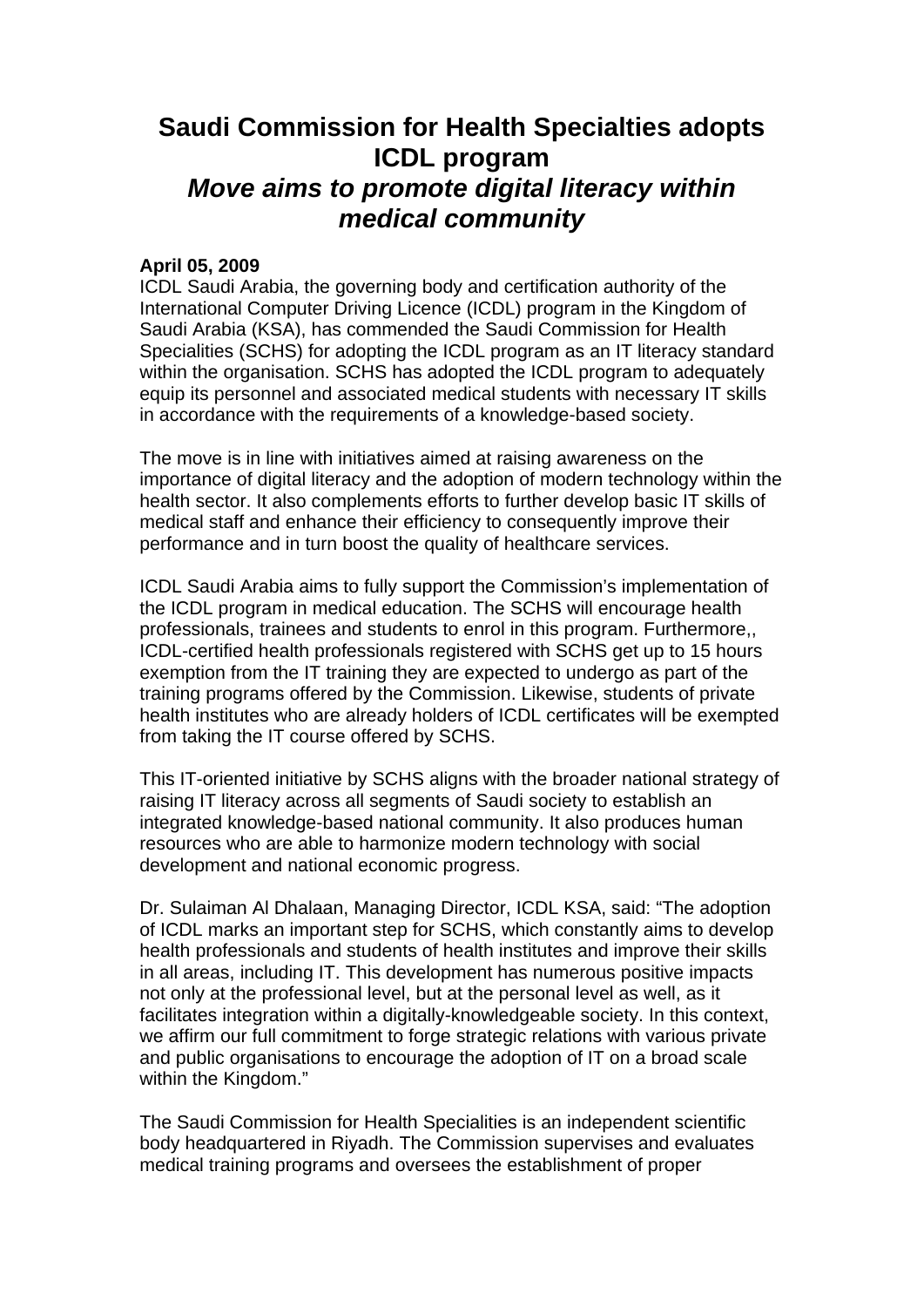# Saudi Commission for Health Specialties adopts ICDL program

## *Move aims to promote digital literacy within medical community*

**April 05, 2009**

ICDL Saudi Arabia, the governing body and certification authority of the International Computer Driving Licence (ICDL) program in the Kingdom of Saudi Arabia (KSA), has commended the Saudi Commission for Health Specialities (SCHS) for adopting the ICDL program as an IT literacy standard within the organisation. SCHS has adopted the ICDL program to adequately equip its personnel and associated medical students with necessary IT skills in accordance with the requirements of a knowledge-based society.

The move is in line with initiatives aimed at raising awareness on the importance of digital literacy and the adoption of modern technology within the health sector. It also complements efforts to further develop basic IT skills of medical staff and enhance their efficiency to consequently improve their performance and in turn boost the quality of healthcare services.

ICDL Saudi Arabia aims to fully support the Commission's implementation of the ICDL program in medical education. The SCHS will encourage health professionals, trainees and students to enrol in this program. Furthermore,, ICDL-certified health professionals registered with SCHS get up to 15 hours exemption from the IT training they are expected to undergo as part of the training programs offered by the Commission. Likewise, students of private health institutes who are already holders of ICDL certificates will be exempted from taking the IT course offered by SCHS.

This IT-oriented initiative by SCHS aligns with the broader national strategy of raising IT literacy across all segments of Saudi society to establish an integrated knowledge-based national community. It also produces human resources who are able to harmonize modern technology with social development and national economic progress.

Dr. Sulaiman Al Dhalaan, Managing Director, ICDL KSA, said: "The adoption of ICDL marks an important step for SCHS, which constantly aims to develop health professionals and students of health institutes and improve their skills in all areas, including IT. This development has numerous positive impacts not only at the professional level, but at the personal level as well, as it facilitates integration within a digitally-knowledgeable society. In this context, we affirm our full commitment to forge strategic relations with various private and public organisations to encourage the adoption of IT on a broad scale within the Kingdom."

The Saudi Commission for Health Specialities is an independent scientific body headquartered in Riyadh. The Commission supervises and evaluates medical training programs and oversees the establishment of proper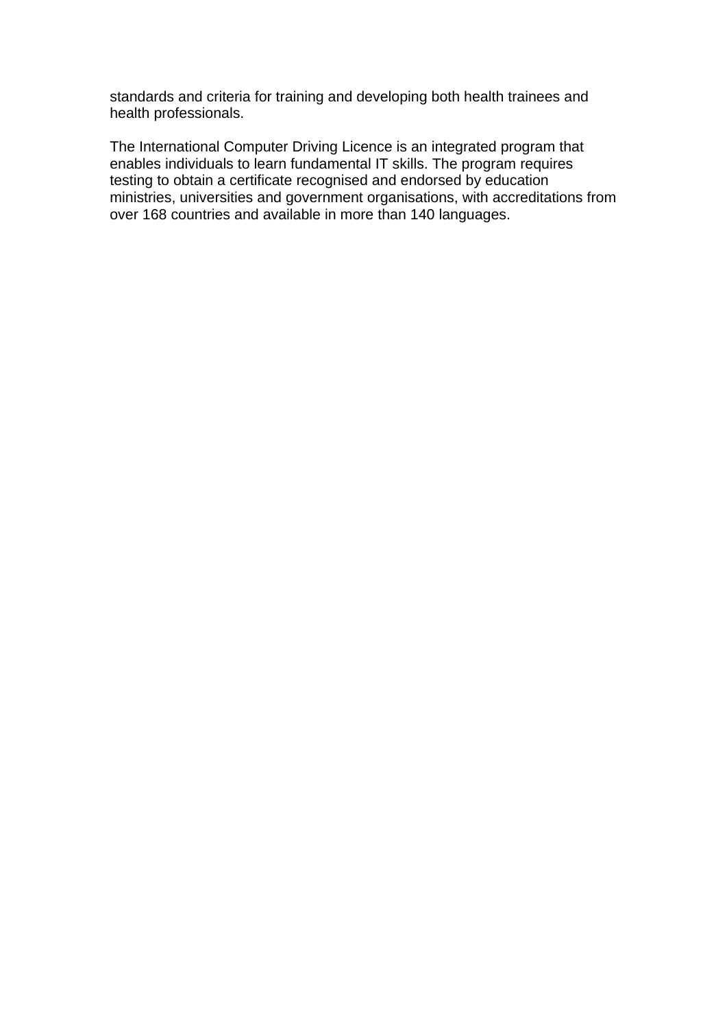standards and criteria for training and developing both health trainees and health professionals.

The International Computer Driving Licence is an integrated program that enables individuals to learn fundamental IT skills. The program requires testing to obtain a certificate recognised and endorsed by education ministries, universities and government organisations, with accreditations from over 168 countries and available in more than 140 languages.